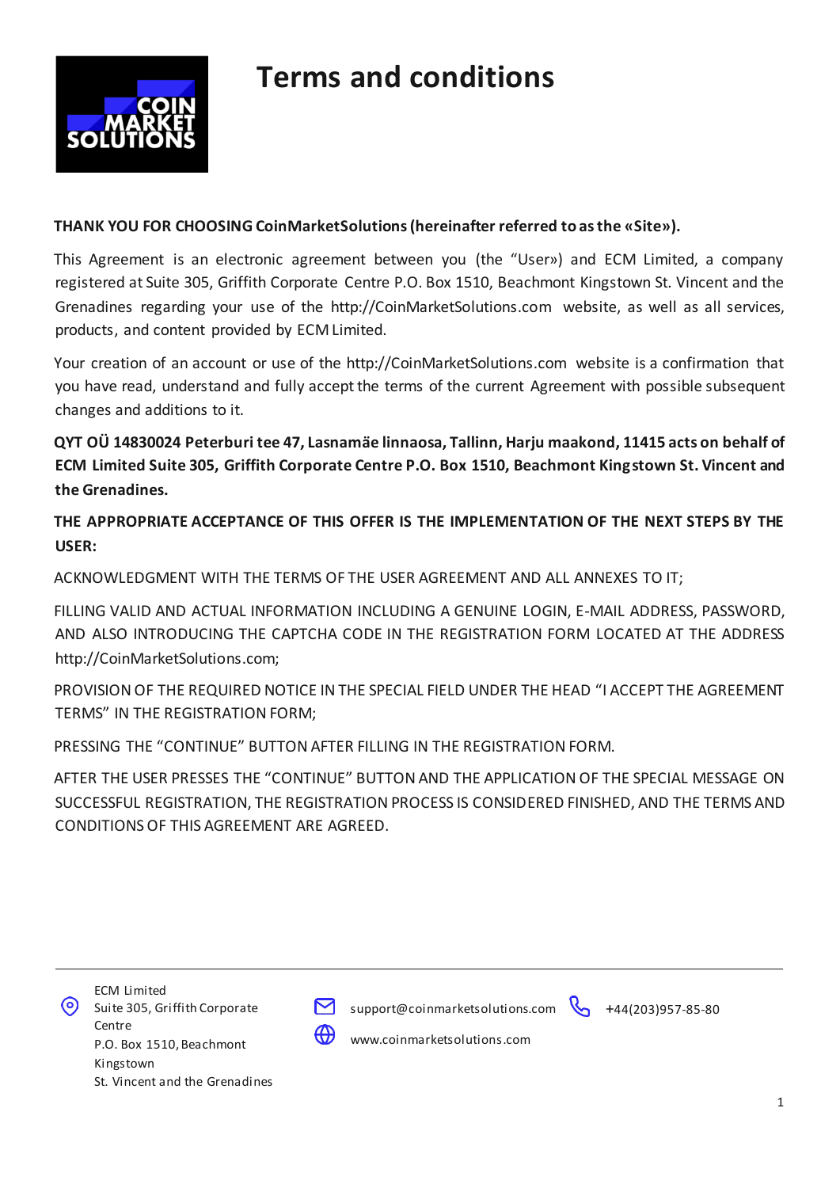# Terms and conditions

**THANK YOU FOR CHOOSING CoinMarketSolutions (hereinafter referred to as the «Site»).**

This Agreement is an electronic agreement between you (the "User») and ECM Limited, a company registered at Suite 305, Griffith Corporate Centre P.O. Box 1510, Beachmont Kingstown St. Vincent and the Grenadines regarding your use of the http://CoinMarketSolutions.com website, as well as all services, products, and content provided by ECM Limited.

Your creation of an account or use of the http://CoinMarketSolutions.com website is a confirmation that you have read, understand and fully accept the terms of the current Agreement with possible subsequent changes and additions to it.

**QYT OÜ 14830024 Peterburi tee 47, Lasnamäe linnaosa, Tallinn, Harju maakond, 11415 acts on behalf of ECM Limited Suite 305, Griffith Corporate Centre P.O. Box 1510, Beachmont Kingstown St. Vincent and the Grenadines.**

**THE APPROPRIATE ACCEPTANCE OF THIS OFFER IS THE IMPLEMENTATION OF THE NEXT STEPS BY THE USER:**

ACKNOWLEDGMENT WITH THE TERMS OF THE USER AGREEMENT AND ALL ANNEXES TO IT;

FILLING VALID AND ACTUAL INFORMATION INCLUDING A GENUINE LOGIN, E-MAIL ADDRESS, PASSWORD, AND ALSO INTRODUCING THE CAPTCHA CODE IN THE REGISTRATION FORM LOCATED AT THE ADDRESS http://CoinMarketSolutions.com;

PROVISION OF THE REQUIRED NOTICE IN THE SPECIAL FIELD UNDER THE HEAD "I ACCEPT THE AGREEMENT TERMS" IN THE REGISTRATION FORM;

PRESSING THE "CONTINUE" BUTTON AFTER FILLING IN THE REGISTRATION FORM.

AFTER THE USER PRESSES THE "CONTINUE" BUTTON AND THE APPLICATION OF THE SPECIAL MESSAGE ON SUCCESSFUL REGISTRATION, THE REGISTRATION PROCESS IS CONSIDERED FINISHED, AND THE TERMS AND CONDITIONS OF THIS AGREEMENT ARE AGREED.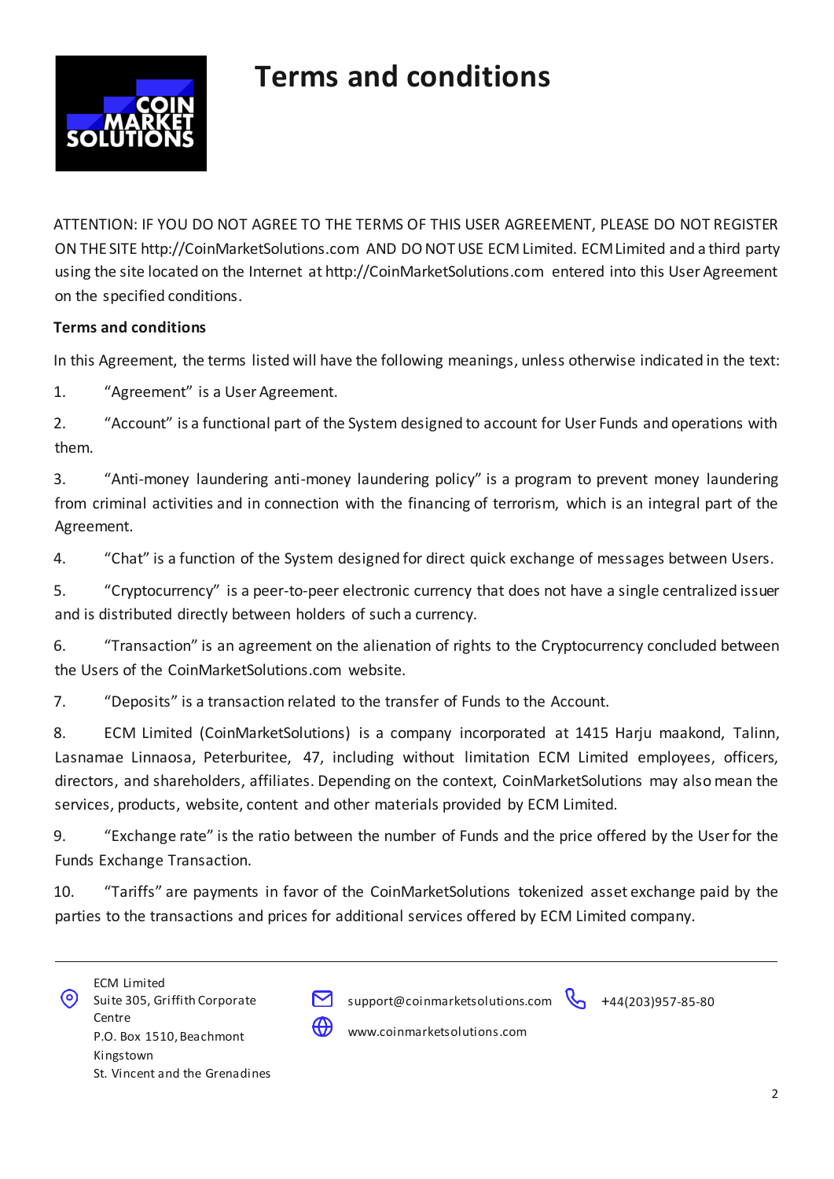# Terms and conditions

ATTENTION: IF YOU DO NOT AGREE TO THE TERMS OF THIS USER AGREEMENT, PLEASE DO NOT REGISTER ON THE SITE http://CoinMarketSolutions.com AND DO NOT USE ECM Limited. ECM Limited and a third party using the site located on the Internet at http://CoinMarketSolutions.com entered into this User Agreement on the specified conditions.

**Terms and conditions**

In this Agreement, the terms listed will have the following meanings, unless otherwise indicated in the text:

1. "Agreement" is a User Agreement.

2. "Account" is a functional part of the System designed to account for User Funds and operations with them.

3. "Anti-money laundering anti-money laundering policy" is a program to prevent money laundering from criminal activities and in connection with the financing of terrorism, which is an integral part of the Agreement.

4. "Chat" is a function of the System designed for direct quick exchange of messages between Users.

5. "Cryptocurrency" is a peer-to-peer electronic currency that does not have a single centralized issuer and is distributed directly between holders of such a currency.

6. "Transaction" is an agreement on the alienation of rights to the Cryptocurrency concluded between the Users of the CoinMarketSolutions.com website.

7. "Deposits" is a transaction related to the transfer of Funds to the Account.

8. ECM Limited (CoinMarketSolutions) is a company incorporated at 1415 Harju maakond, Talinn, Lasnamae Linnaosa, Peterburitee, 47, including without limitation ECM Limited employees, officers, directors, and shareholders, affiliates. Depending on the context, CoinMarketSolutions may also mean the services, products, website, content and other materials provided by ECM Limited.

9. "Exchange rate" is the ratio between the number of Funds and the price offered by the User for the Funds Exchange Transaction.

10. "Tariffs" are payments in favor of the CoinMarketSolutions tokenized asset exchange paid by the parties to the transactions and prices for additional services offered by ECM Limited company.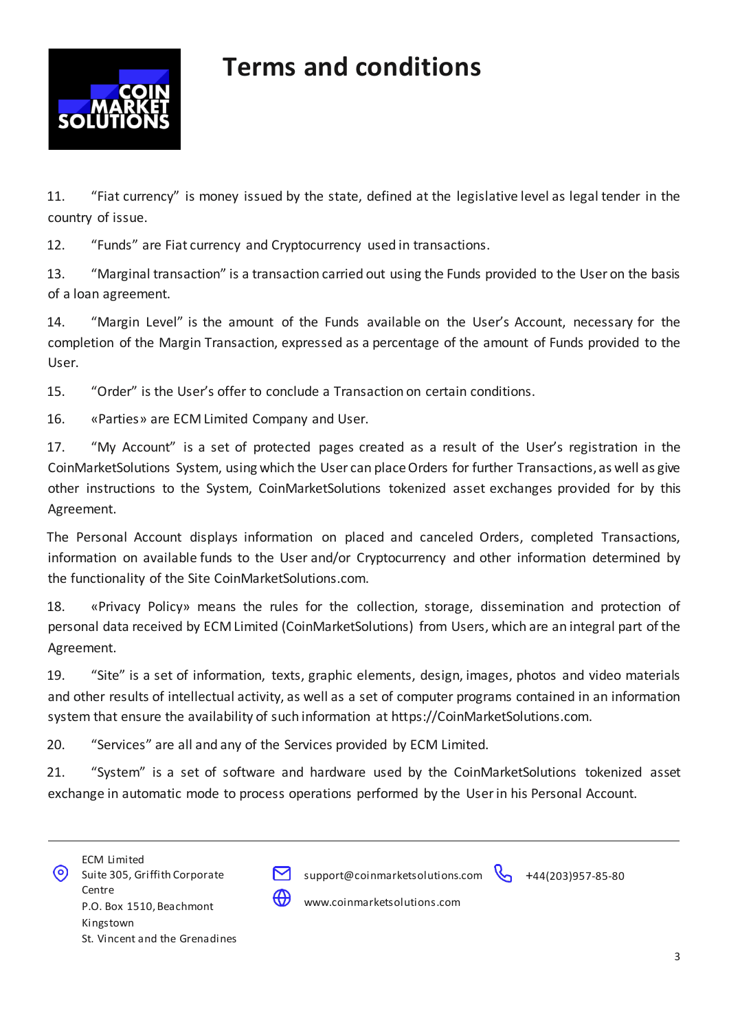# Terms and conditions

11. “Fiat currency” is money issued by the state, defined at the legislative level as legal tender in the country of issue.

12. “Funds” are Fiat currency and Cryptocurrency used in transactions.

13. “Marginal transaction” is a transaction carried out using the Funds provided to the User on the basis of a loan agreement.

14. “Margin Level” is the amount of the Funds available on the User’s Account, necessary for the completion of the Margin Transaction, expressed as a percentage of the amount of Funds provided to the User.

15. “Order” is the User’s offer to conclude a Transaction on certain conditions.

16. «Parties» are ECM Limited Company and User.

17. “My Account” is a set of protected pages created as a result of the User’s registration in the CoinMarketSolutions System, using which the User can place Orders for further Transactions, as well as give other instructions to the System, CoinMarketSolutions tokenized asset exchanges provided for by this Agreement.

The Personal Account displays information on placed and canceled Orders, completed Transactions, information on available funds to the User and/or Cryptocurrency and other information determined by the functionality of the Site CoinMarketSolutions.com.

18. «Privacy Policy» means the rules for the collection, storage, dissemination and protection of personal data received by ECM Limited (CoinMarketSolutions) from Users, which are an integral part of the Agreement.

19. “Site” is a set of information, texts, graphic elements, design, images, photos and video materials and other results of intellectual activity, as well as a set of computer programs contained in an information system that ensure the availability of such information at https://CoinMarketSolutions.com.

20. “Services” are all and any of the Services provided by ECM Limited.

21. “System” is a set of software and hardware used by the CoinMarketSolutions tokenized asset exchange in automatic mode to process operations performed by the User in his Personal Account.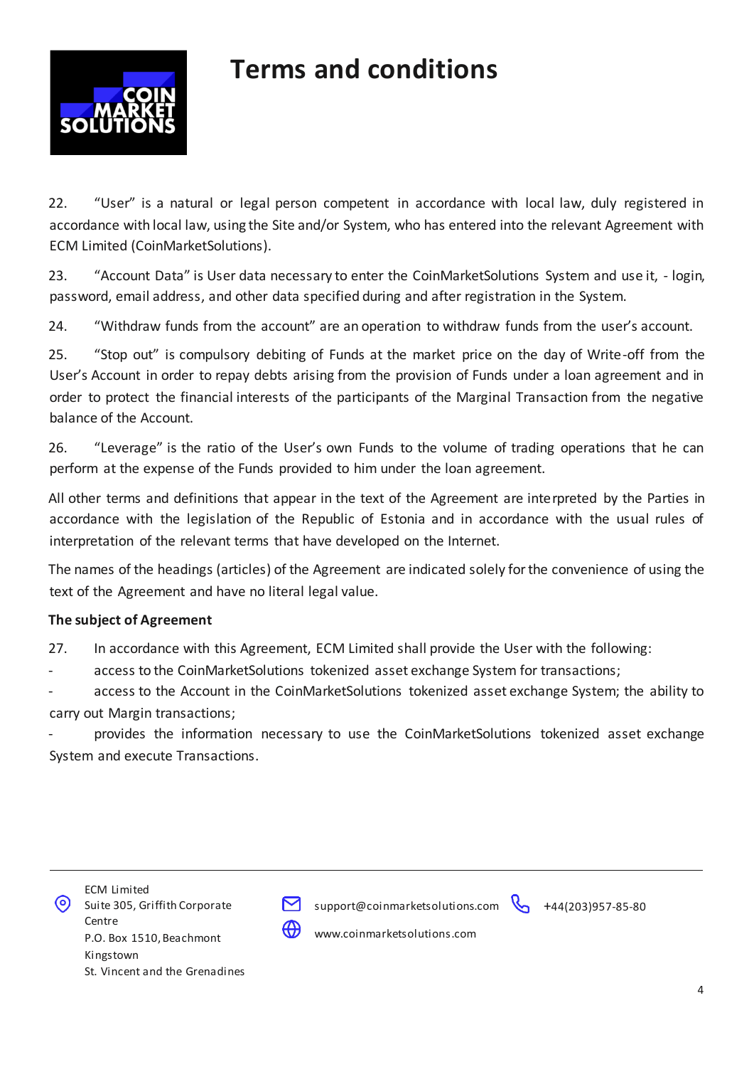22. "User" is a natural or legal person competent in accordance with local law, duly registered in accordance with local law, using the Site and/or System, who has entered into the relevant Agreement with ECM Limited (CoinMarketSolutions).

23. "Account Data" is User data necessary to enter the CoinMarketSolutions System and use it, - login, password, email address, and other data specified during and after registration in the System.

24. "Withdraw funds from the account" are an operation to withdraw funds from the user's account.

25. "Stop out" is compulsory debiting of Funds at the market price on the day of Write-off from the User's Account in order to repay debts arising from the provision of Funds under a loan agreement and in order to protect the financial interests of the participants of the Marginal Transaction from the negative balance of the Account.

26. "Leverage" is the ratio of the User's own Funds to the volume of trading operations that he can perform at the expense of the Funds provided to him under the loan agreement.

All other terms and definitions that appear in the text of the Agreement are interpreted by the Parties in accordance with the legislation of the Republic of Estonia and in accordance with the usual rules of interpretation of the relevant terms that have developed on the Internet.

The names of the headings (articles) of the Agreement are indicated solely for the convenience of using the text of the Agreement and have no literal legal value.

**The subject of Agreement**

27. In accordance with this Agreement, ECM Limited shall provide the User with the following:

- access to the CoinMarketSolutions tokenized asset exchange System for transactions;
- access to the Account in the CoinMarketSolutions tokenized asset exchange System; the ability to carry out Margin transactions;
- provides the information necessary to use the CoinMarketSolutions tokenized asset exchange System and execute Transactions.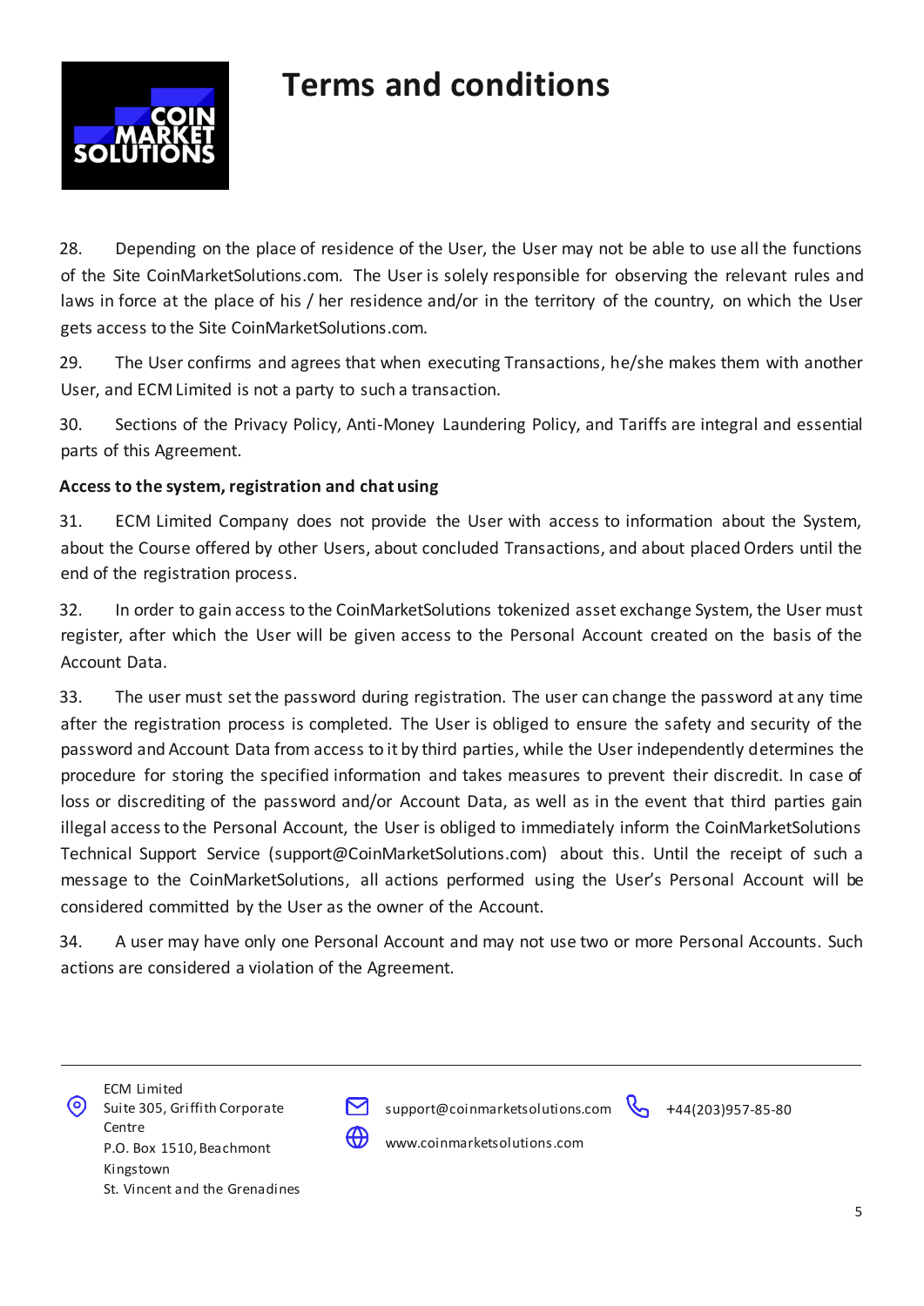28. Depending on the place of residence of the User, the User may not be able to use all the functions of the Site CoinMarketSolutions.com. The User is solely responsible for observing the relevant rules and laws in force at the place of his / her residence and/or in the territory of the country, on which the User gets access to the Site CoinMarketSolutions.com.

29. The User confirms and agrees that when executing Transactions, he/she makes them with another User, and ECM Limited is not a party to such a transaction.

30. Sections of the Privacy Policy, Anti-Money Laundering Policy, and Tariffs are integral and essential parts of this Agreement.

**Access to the system, registration and chat using**

31. ECM Limited Company does not provide the User with access to information about the System, about the Course offered by other Users, about concluded Transactions, and about placed Orders until the end of the registration process.

32. In order to gain access to the CoinMarketSolutions tokenized asset exchange System, the User must register, after which the User will be given access to the Personal Account created on the basis of the Account Data.

33. The user must set the password during registration. The user can change the password at any time after the registration process is completed. The User is obliged to ensure the safety and security of the password and Account Data from access to it by third parties, while the User independently determines the procedure for storing the specified information and takes measures to prevent their discredit. In case of loss or discrediting of the password and/or Account Data, as well as in the event that third parties gain illegal access to the Personal Account, the User is obliged to immediately inform the CoinMarketSolutions Technical Support Service (support@CoinMarketSolutions.com) about this. Until the receipt of such a message to the CoinMarketSolutions, all actions performed using the User's Personal Account will be considered committed by the User as the owner of the Account.

34. A user may have only one Personal Account and may not use two or more Personal Accounts. Such actions are considered a violation of the Agreement.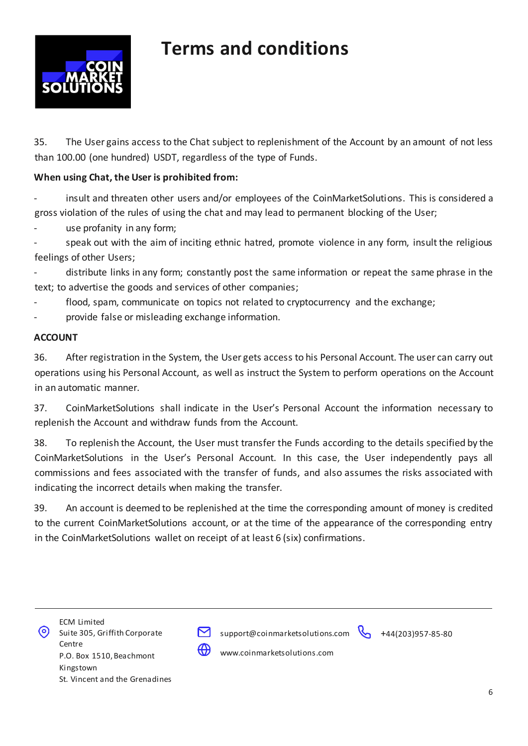35. The User gains access to the Chat subject to replenishment of the Account by an amount of not less than 100.00 (one hundred) USDT, regardless of the type of Funds.

**When using Chat, the User is prohibited from:**

- insult and threaten other users and/or employees of the CoinMarketSolutions. This is considered a gross violation of the rules of using the chat and may lead to permanent blocking of the User;
- use profanity in any form;
- speak out with the aim of inciting ethnic hatred, promote violence in any form, insult the religious feelings of other Users;
- distribute links in any form; constantly post the same information or repeat the same phrase in the text; to advertise the goods and services of other companies;
- flood, spam, communicate on topics not related to cryptocurrency and the exchange;
- provide false or misleading exchange information.

**ACCOUNT**

36. After registration in the System, the User gets access to his Personal Account. The user can carry out operations using his Personal Account, as well as instruct the System to perform operations on the Account in an automatic manner.

37. CoinMarketSolutions shall indicate in the User's Personal Account the information necessary to replenish the Account and withdraw funds from the Account.

38. To replenish the Account, the User must transfer the Funds according to the details specified by the CoinMarketSolutions in the User's Personal Account. In this case, the User independently pays all commissions and fees associated with the transfer of funds, and also assumes the risks associated with indicating the incorrect details when making the transfer.

39. An account is deemed to be replenished at the time the corresponding amount of money is credited to the current CoinMarketSolutions account, or at the time of the appearance of the corresponding entry in the CoinMarketSolutions wallet on receipt of at least 6 (six) confirmations.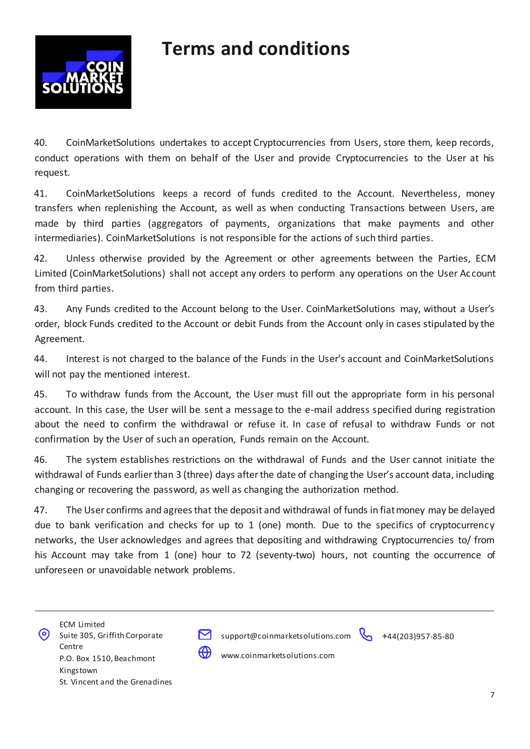40. CoinMarketSolutions undertakes to accept Cryptocurrencies from Users, store them, keep records, conduct operations with them on behalf of the User and provide Cryptocurrencies to the User at his request.

41. CoinMarketSolutions keeps a record of funds credited to the Account. Nevertheless, money transfers when replenishing the Account, as well as when conducting Transactions between Users, are made by third parties (aggregators of payments, organizations that make payments and other intermediaries). CoinMarketSolutions is not responsible for the actions of such third parties.

42. Unless otherwise provided by the Agreement or other agreements between the Parties, ECM Limited (CoinMarketSolutions) shall not accept any orders to perform any operations on the User Account from third parties.

43. Any Funds credited to the Account belong to the User. CoinMarketSolutions may, without a User's order, block Funds credited to the Account or debit Funds from the Account only in cases stipulated by the Agreement.

44. Interest is not charged to the balance of the Funds in the User's account and CoinMarketSolutions will not pay the mentioned interest.

45. To withdraw funds from the Account, the User must fill out the appropriate form in his personal account. In this case, the User will be sent a message to the e-mail address specified during registration about the need to confirm the withdrawal or refuse it. In case of refusal to withdraw Funds or not confirmation by the User of such an operation, Funds remain on the Account.

46. The system establishes restrictions on the withdrawal of Funds and the User cannot initiate the withdrawal of Funds earlier than 3 (three) days after the date of changing the User's account data, including changing or recovering the password, as well as changing the authorization method.

47. The User confirms and agrees that the deposit and withdrawal of funds in fiat money may be delayed due to bank verification and checks for up to 1 (one) month. Due to the specifics of cryptocurrency networks, the User acknowledges and agrees that depositing and withdrawing Cryptocurrencies to/ from his Account may take from 1 (one) hour to 72 (seventy-two) hours, not counting the occurrence of unforeseen or unavoidable network problems.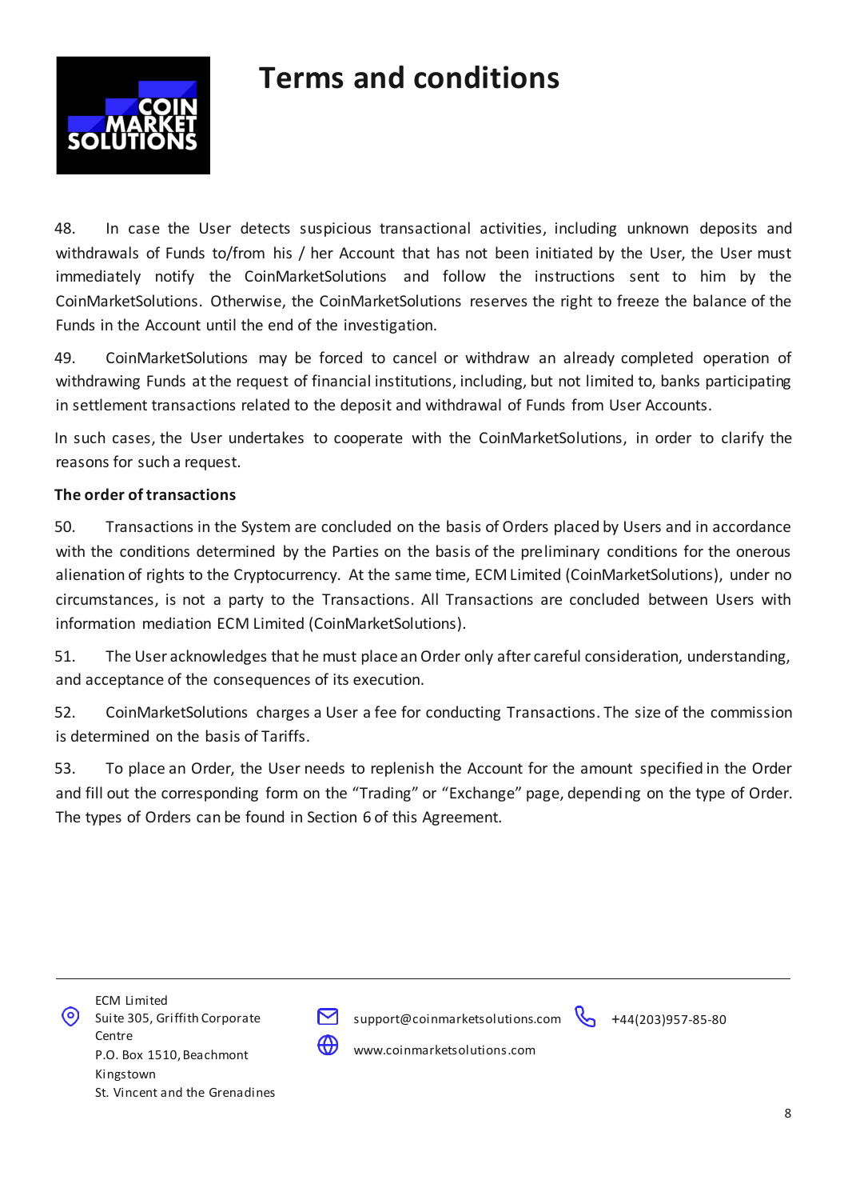48. In case the User detects suspicious transactional activities, including unknown deposits and withdrawals of Funds to/from his / her Account that has not been initiated by the User, the User must immediately notify the CoinMarketSolutions and follow the instructions sent to him by the CoinMarketSolutions. Otherwise, the CoinMarketSolutions reserves the right to freeze the balance of the Funds in the Account until the end of the investigation.

49. CoinMarketSolutions may be forced to cancel or withdraw an already completed operation of withdrawing Funds at the request of financial institutions, including, but not limited to, banks participating in settlement transactions related to the deposit and withdrawal of Funds from User Accounts.

In such cases, the User undertakes to cooperate with the CoinMarketSolutions, in order to clarify the reasons for such a request.

**The order of transactions**

50. Transactions in the System are concluded on the basis of Orders placed by Users and in accordance with the conditions determined by the Parties on the basis of the preliminary conditions for the onerous alienation of rights to the Cryptocurrency. At the same time, ECM Limited (CoinMarketSolutions), under no circumstances, is not a party to the Transactions. All Transactions are concluded between Users with information mediation ECM Limited (CoinMarketSolutions).

51. The User acknowledges that he must place an Order only after careful consideration, understanding, and acceptance of the consequences of its execution.

52. CoinMarketSolutions charges a User a fee for conducting Transactions. The size of the commission is determined on the basis of Tariffs.

53. To place an Order, the User needs to replenish the Account for the amount specified in the Order and fill out the corresponding form on the "Trading" or "Exchange" page, depending on the type of Order. The types of Orders can be found in Section 6 of this Agreement.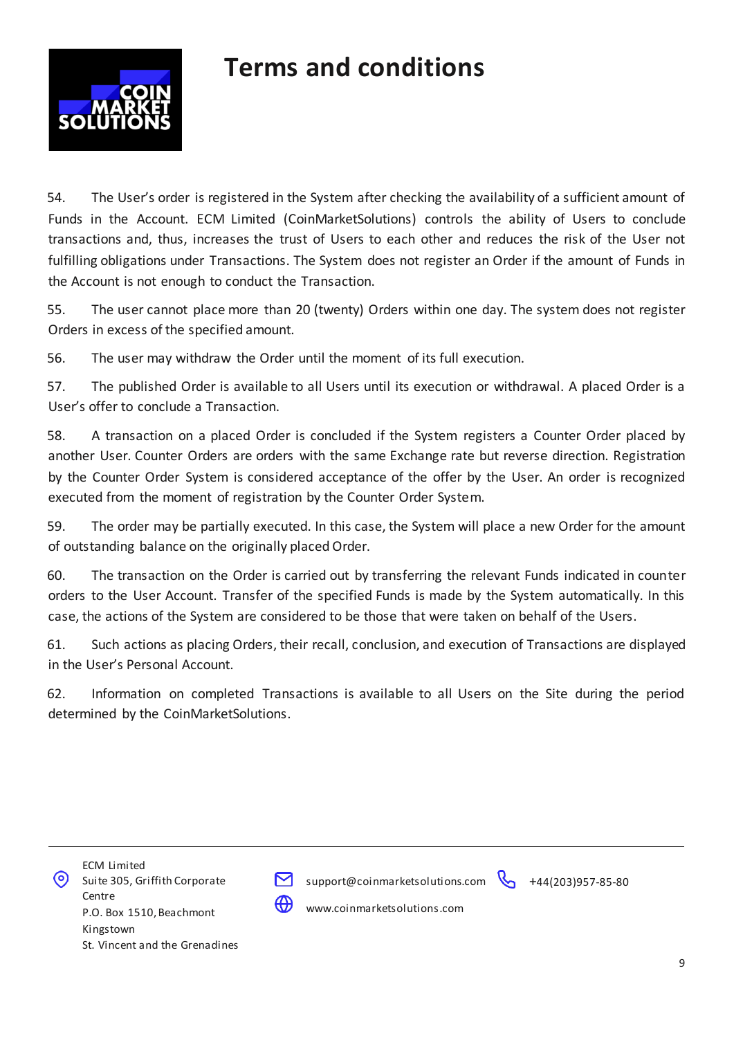# Terms and conditions

54. The User's order is registered in the System after checking the availability of a sufficient amount of Funds in the Account. ECM Limited (CoinMarketSolutions) controls the ability of Users to conclude transactions and, thus, increases the trust of Users to each other and reduces the risk of the User not fulfilling obligations under Transactions. The System does not register an Order if the amount of Funds in the Account is not enough to conduct the Transaction.

55. The user cannot place more than 20 (twenty) Orders within one day. The system does not register Orders in excess of the specified amount.

56. The user may withdraw the Order until the moment of its full execution.

57. The published Order is available to all Users until its execution or withdrawal. A placed Order is a User's offer to conclude a Transaction.

58. A transaction on a placed Order is concluded if the System registers a Counter Order placed by another User. Counter Orders are orders with the same Exchange rate but reverse direction. Registration by the Counter Order System is considered acceptance of the offer by the User. An order is recognized executed from the moment of registration by the Counter Order System.

59. The order may be partially executed. In this case, the System will place a new Order for the amount of outstanding balance on the originally placed Order.

60. The transaction on the Order is carried out by transferring the relevant Funds indicated in counter orders to the User Account. Transfer of the specified Funds is made by the System automatically. In this case, the actions of the System are considered to be those that were taken on behalf of the Users.

61. Such actions as placing Orders, their recall, conclusion, and execution of Transactions are displayed in the User's Personal Account.

62. Information on completed Transactions is available to all Users on the Site during the period determined by the CoinMarketSolutions.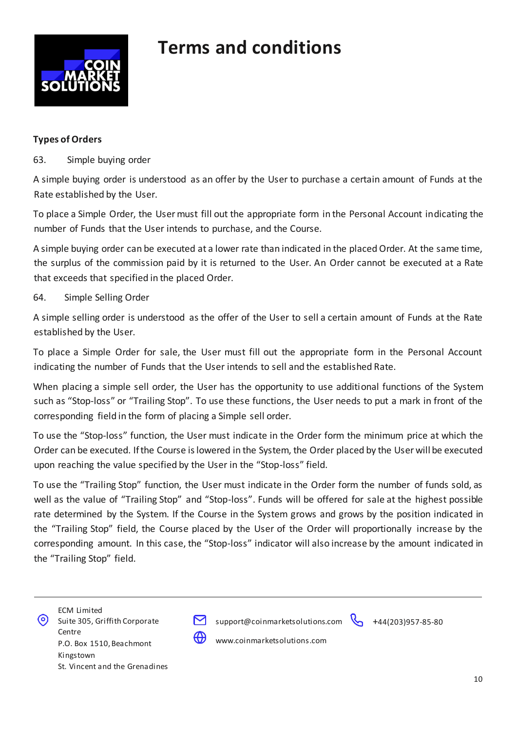**Types of Orders**

63. Simple buying order

A simple buying order is understood as an offer by the User to purchase a certain amount of Funds at the Rate established by the User.

To place a Simple Order, the User must fill out the appropriate form in the Personal Account indicating the number of Funds that the User intends to purchase, and the Course.

A simple buying order can be executed at a lower rate than indicated in the placed Order. At the same time, the surplus of the commission paid by it is returned to the User. An Order cannot be executed at a Rate that exceeds that specified in the placed Order.

64. Simple Selling Order

A simple selling order is understood as the offer of the User to sell a certain amount of Funds at the Rate established by the User.

To place a Simple Order for sale, the User must fill out the appropriate form in the Personal Account indicating the number of Funds that the User intends to sell and the established Rate.

When placing a simple sell order, the User has the opportunity to use additional functions of the System such as “Stop-loss” or “Trailing Stop”. To use these functions, the User needs to put a mark in front of the corresponding field in the form of placing a Simple sell order.

To use the “Stop-loss” function, the User must indicate in the Order form the minimum price at which the Order can be executed. If the Course is lowered in the System, the Order placed by the User will be executed upon reaching the value specified by the User in the “Stop-loss” field.

To use the “Trailing Stop” function, the User must indicate in the Order form the number of funds sold, as well as the value of “Trailing Stop” and “Stop-loss”. Funds will be offered for sale at the highest possible rate determined by the System. If the Course in the System grows and grows by the position indicated in the “Trailing Stop” field, the Course placed by the User of the Order will proportionally increase by the corresponding amount. In this case, the “Stop-loss” indicator will also increase by the amount indicated in the “Trailing Stop” field.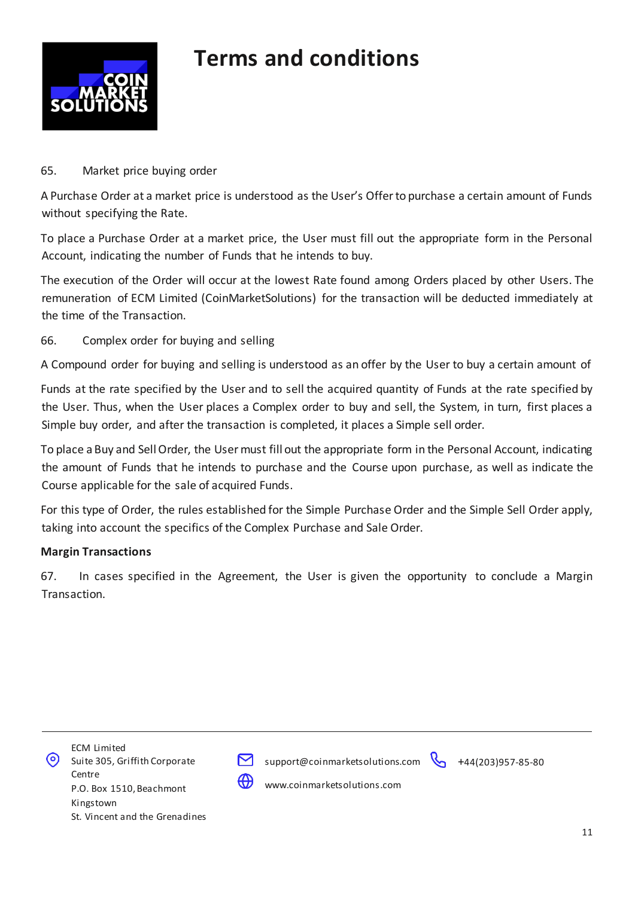65. Market price buying order

A Purchase Order at a market price is understood as the User's Offer to purchase a certain amount of Funds without specifying the Rate.

To place a Purchase Order at a market price, the User must fill out the appropriate form in the Personal Account, indicating the number of Funds that he intends to buy.

The execution of the Order will occur at the lowest Rate found among Orders placed by other Users. The remuneration of ECM Limited (CoinMarketSolutions) for the transaction will be deducted immediately at the time of the Transaction.

66. Complex order for buying and selling

A Compound order for buying and selling is understood as an offer by the User to buy a certain amount of

Funds at the rate specified by the User and to sell the acquired quantity of Funds at the rate specified by the User. Thus, when the User places a Complex order to buy and sell, the System, in turn, first places a Simple buy order, and after the transaction is completed, it places a Simple sell order.

To place a Buy and Sell Order, the User must fill out the appropriate form in the Personal Account, indicating the amount of Funds that he intends to purchase and the Course upon purchase, as well as indicate the Course applicable for the sale of acquired Funds.

For this type of Order, the rules established for the Simple Purchase Order and the Simple Sell Order apply, taking into account the specifics of the Complex Purchase and Sale Order.

**Margin Transactions**

67. In cases specified in the Agreement, the User is given the opportunity to conclude a Margin Transaction.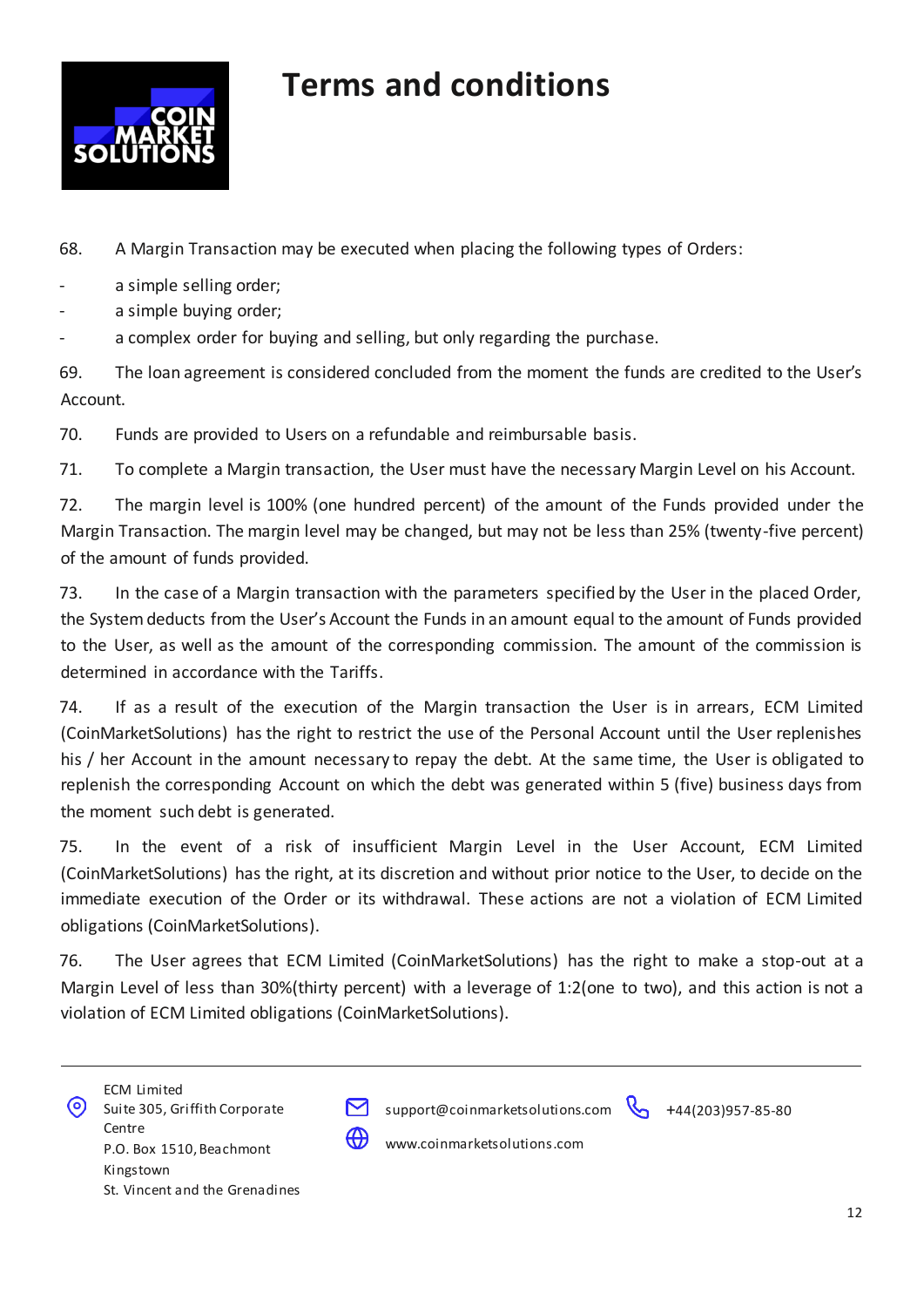# Terms and conditions

68. A Margin Transaction may be executed when placing the following types of Orders:

- a simple selling order;
- a simple buying order;
- a complex order for buying and selling, but only regarding the purchase.

69. The loan agreement is considered concluded from the moment the funds are credited to the User's Account.

70. Funds are provided to Users on a refundable and reimbursable basis.

71. To complete a Margin transaction, the User must have the necessary Margin Level on his Account.

72. The margin level is 100% (one hundred percent) of the amount of the Funds provided under the Margin Transaction. The margin level may be changed, but may not be less than 25% (twenty-five percent) of the amount of funds provided.

73. In the case of a Margin transaction with the parameters specified by the User in the placed Order, the System deducts from the User's Account the Funds in an amount equal to the amount of Funds provided to the User, as well as the amount of the corresponding commission. The amount of the commission is determined in accordance with the Tariffs.

74. If as a result of the execution of the Margin transaction the User is in arrears, ECM Limited (CoinMarketSolutions) has the right to restrict the use of the Personal Account until the User replenishes his / her Account in the amount necessary to repay the debt. At the same time, the User is obligated to replenish the corresponding Account on which the debt was generated within 5 (five) business days from the moment such debt is generated.

75. In the event of a risk of insufficient Margin Level in the User Account, ECM Limited (CoinMarketSolutions) has the right, at its discretion and without prior notice to the User, to decide on the immediate execution of the Order or its withdrawal. These actions are not a violation of ECM Limited obligations (CoinMarketSolutions).

76. The User agrees that ECM Limited (CoinMarketSolutions) has the right to make a stop-out at a Margin Level of less than 30%(thirty percent) with a leverage of 1:2(one to two), and this action is not a violation of ECM Limited obligations (CoinMarketSolutions).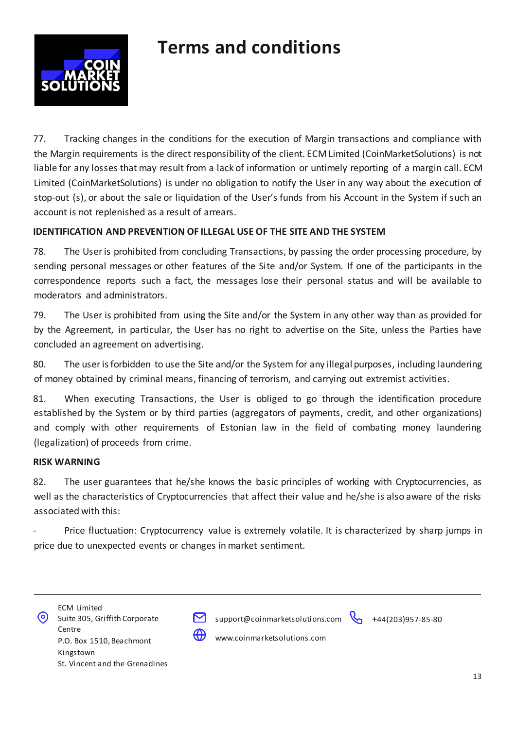77. Tracking changes in the conditions for the execution of Margin transactions and compliance with the Margin requirements is the direct responsibility of the client. ECM Limited (CoinMarketSolutions) is not liable for any losses that may result from a lack of information or untimely reporting of a margin call. ECM Limited (CoinMarketSolutions) is under no obligation to notify the User in any way about the execution of stop-out (s), or about the sale or liquidation of the User's funds from his Account in the System if such an account is not replenished as a result of arrears.

**IDENTIFICATION AND PREVENTION OF ILLEGAL USE OF THE SITE AND THE SYSTEM**

78. The User is prohibited from concluding Transactions, by passing the order processing procedure, by sending personal messages or other features of the Site and/or System. If one of the participants in the correspondence reports such a fact, the messages lose their personal status and will be available to moderators and administrators.

79. The User is prohibited from using the Site and/or the System in any other way than as provided for by the Agreement, in particular, the User has no right to advertise on the Site, unless the Parties have concluded an agreement on advertising.

80. The user is forbidden to use the Site and/or the System for any illegal purposes, including laundering of money obtained by criminal means, financing of terrorism, and carrying out extremist activities.

81. When executing Transactions, the User is obliged to go through the identification procedure established by the System or by third parties (aggregators of payments, credit, and other organizations) and comply with other requirements of Estonian law in the field of combating money laundering (legalization) of proceeds from crime.

**RISK WARNING**

82. The user guarantees that he/she knows the basic principles of working with Cryptocurrencies, as well as the characteristics of Cryptocurrencies that affect their value and he/she is also aware of the risks associated with this:

- Price fluctuation: Cryptocurrency value is extremely volatile. It is characterized by sharp jumps in price due to unexpected events or changes in market sentiment.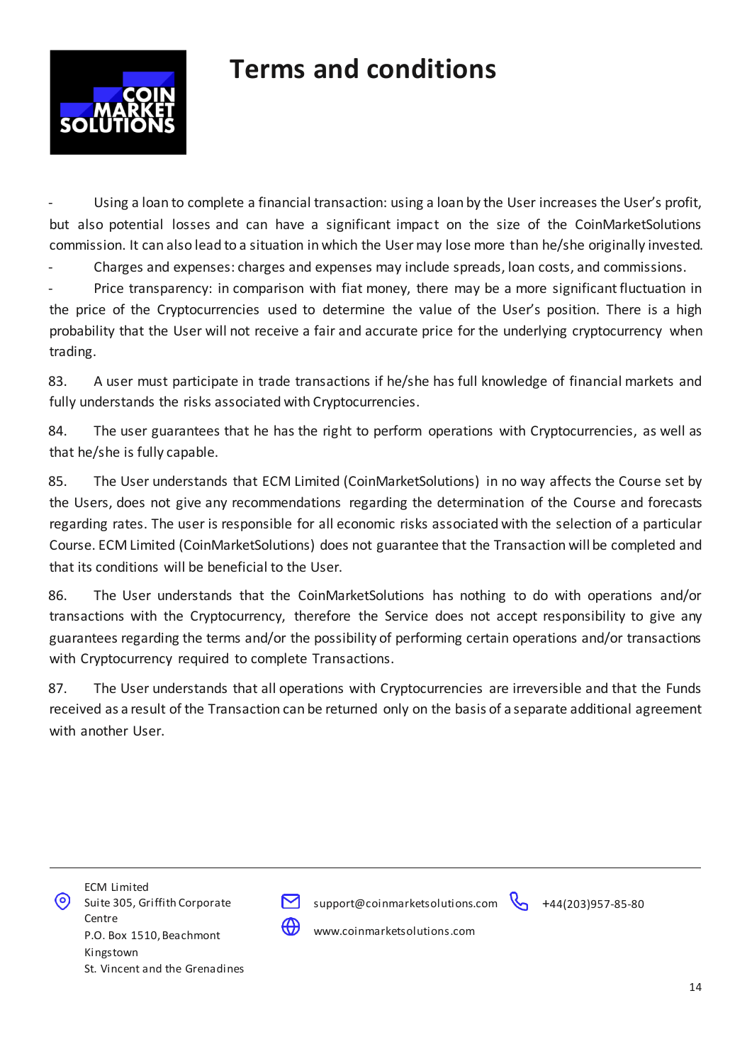- Using a loan to complete a financial transaction: using a loan by the User increases the User's profit, but also potential losses and can have a significant impact on the size of the CoinMarketSolutions commission. It can also lead to a situation in which the User may lose more than he/she originally invested.
- Charges and expenses: charges and expenses may include spreads, loan costs, and commissions.
- Price transparency: in comparison with fiat money, there may be a more significant fluctuation in the price of the Cryptocurrencies used to determine the value of the User's position. There is a high probability that the User will not receive a fair and accurate price for the underlying cryptocurrency when trading.

83. A user must participate in trade transactions if he/she has full knowledge of financial markets and fully understands the risks associated with Cryptocurrencies.

84. The user guarantees that he has the right to perform operations with Cryptocurrencies, as well as that he/she is fully capable.

85. The User understands that ECM Limited (CoinMarketSolutions) in no way affects the Course set by the Users, does not give any recommendations regarding the determination of the Course and forecasts regarding rates. The user is responsible for all economic risks associated with the selection of a particular Course. ECM Limited (CoinMarketSolutions) does not guarantee that the Transaction will be completed and that its conditions will be beneficial to the User.

86. The User understands that the CoinMarketSolutions has nothing to do with operations and/or transactions with the Cryptocurrency, therefore the Service does not accept responsibility to give any guarantees regarding the terms and/or the possibility of performing certain operations and/or transactions with Cryptocurrency required to complete Transactions.

87. The User understands that all operations with Cryptocurrencies are irreversible and that the Funds received as a result of the Transaction can be returned only on the basis of a separate additional agreement with another User.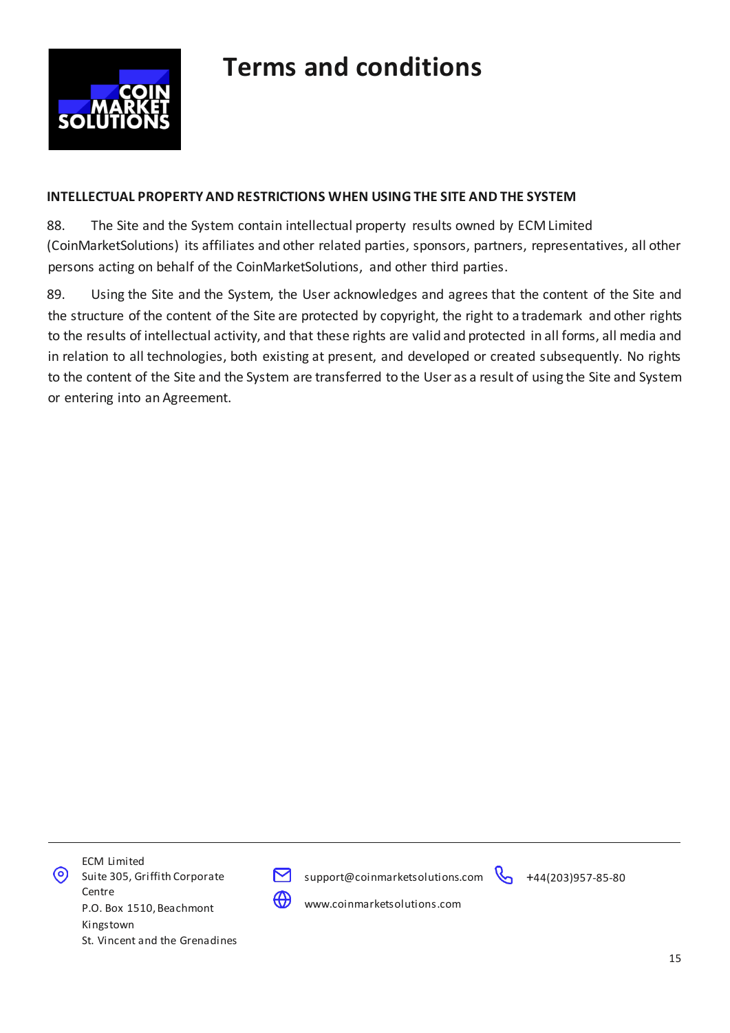# Terms and conditions

**INTELLECTUAL PROPERTY AND RESTRICTIONS WHEN USING THE SITE AND THE SYSTEM**

88. The Site and the System contain intellectual property results owned by ECM Limited (CoinMarketSolutions) its affiliates and other related parties, sponsors, partners, representatives, all other persons acting on behalf of the CoinMarketSolutions, and other third parties.

89. Using the Site and the System, the User acknowledges and agrees that the content of the Site and the structure of the content of the Site are protected by copyright, the right to a trademark and other rights to the results of intellectual activity, and that these rights are valid and protected in all forms, all media and in relation to all technologies, both existing at present, and developed or created subsequently. No rights to the content of the Site and the System are transferred to the User as a result of using the Site and System or entering into an Agreement.